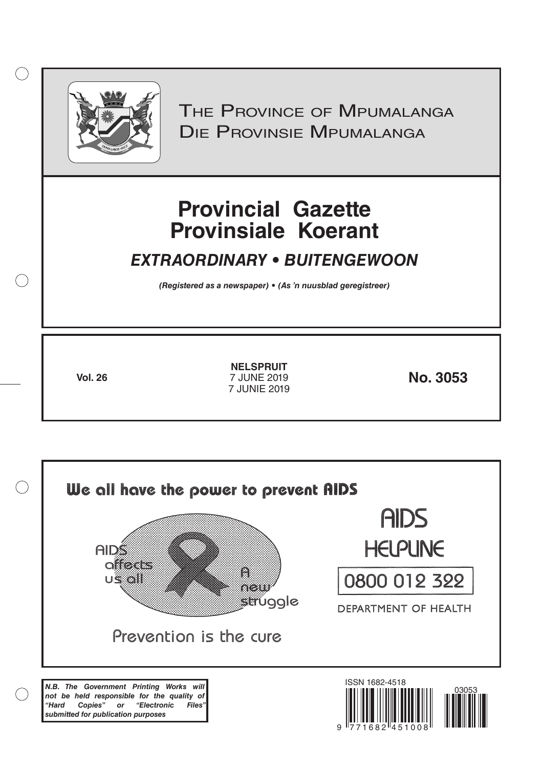# The Province of Mpumalanga
# Die Provinsie Mpumalanga

# Provincial Gazette
# Provinsiale Koerant

## *EXTRAORDINARY • BUITENGEWOON*

***(Registered as a newspaper) • (As 'n nuusblad geregistreer)***

**Vol. 26**

**NELSPRUIT**
7 JUNE 2019
7 JUNIE 2019

**No. 3053**

We all have the power to prevent AIDS

AIDS affects us all

A new struggle

Prevention is the cure

AIDS HELPLINE

0800 012 322

DEPARTMENT OF HEALTH

***N.B. The Government Printing Works will not be held responsible for the quality of "Hard Copies" or "Electronic Files" submitted for publication purposes***

ISSN 1682-4518

03053

9 771682 451008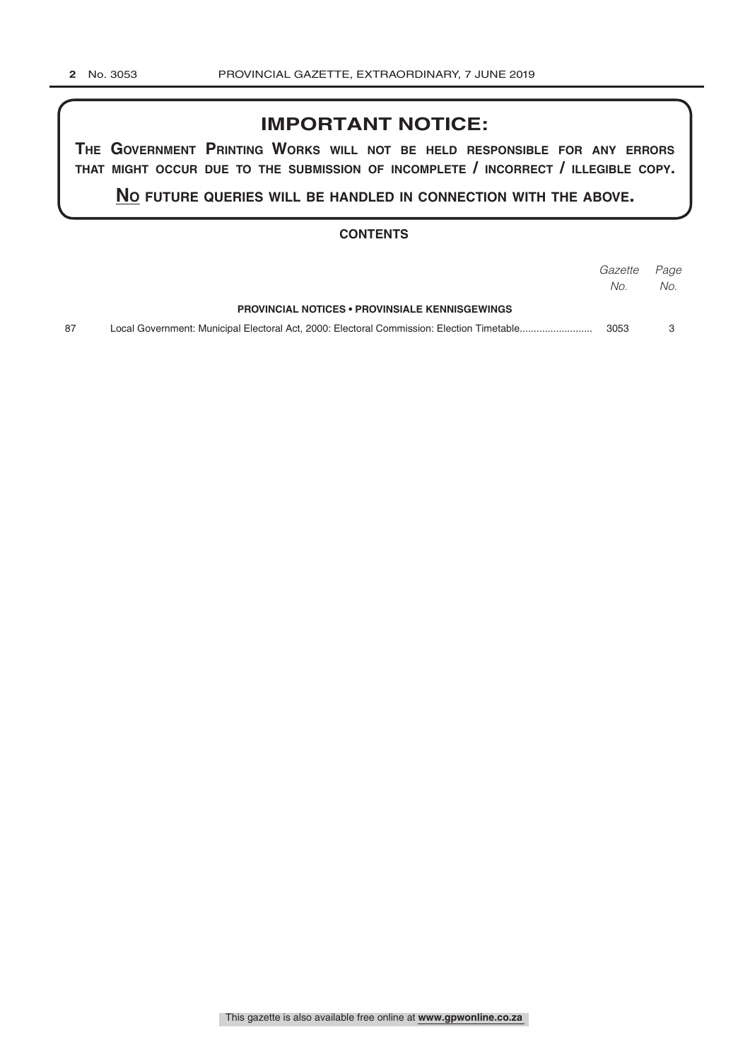# IMPORTANT NOTICE:

**THE GOVERNMENT PRINTING WORKS WILL NOT BE HELD RESPONSIBLE FOR ANY ERRORS THAT MIGHT OCCUR DUE TO THE SUBMISSION OF INCOMPLETE / INCORRECT / ILLEGIBLE COPY.**

**NO FUTURE QUERIES WILL BE HANDLED IN CONNECTION WITH THE ABOVE.**

## CONTENTS

| | | *Gazette No.* | *Page No.* |
|---|---|---|---|
| | **PROVINCIAL NOTICES • PROVINSIALE KENNISGEWINGS** | | |
| 87 | Local Government: Municipal Electoral Act, 2000: Electoral Commission: Election Timetable.......................... | 3053 | 3 |

This gazette is also available free online at **www.gpwonline.co.za**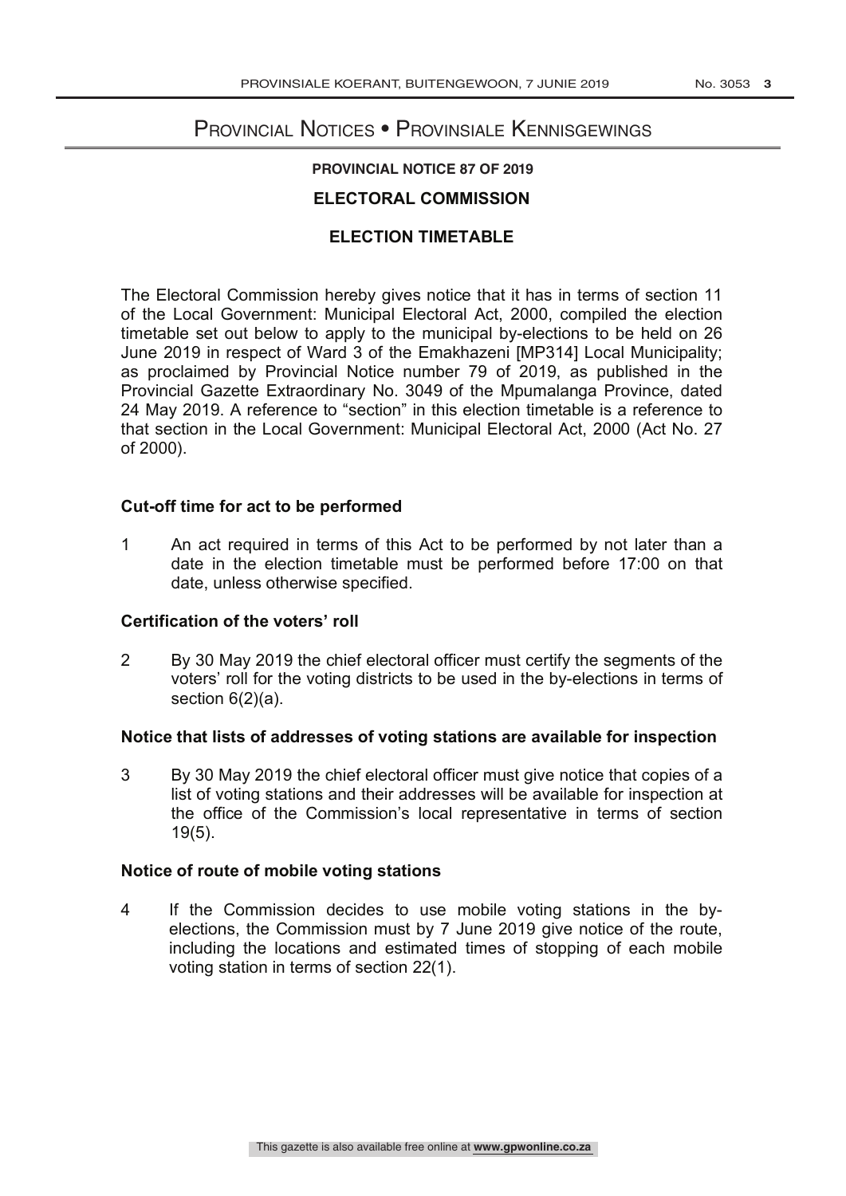# Provincial Notices • Provinsiale Kennisgewings

## PROVINCIAL NOTICE 87 OF 2019

## ELECTORAL COMMISSION

## ELECTION TIMETABLE

The Electoral Commission hereby gives notice that it has in terms of section 11 of the Local Government: Municipal Electoral Act, 2000, compiled the election timetable set out below to apply to the municipal by-elections to be held on 26 June 2019 in respect of Ward 3 of the Emakhazeni [MP314] Local Municipality; as proclaimed by Provincial Notice number 79 of 2019, as published in the Provincial Gazette Extraordinary No. 3049 of the Mpumalanga Province, dated 24 May 2019. A reference to "section" in this election timetable is a reference to that section in the Local Government: Municipal Electoral Act, 2000 (Act No. 27 of 2000).

### Cut-off time for act to be performed

1 An act required in terms of this Act to be performed by not later than a date in the election timetable must be performed before 17:00 on that date, unless otherwise specified.

### Certification of the voters' roll

2 By 30 May 2019 the chief electoral officer must certify the segments of the voters' roll for the voting districts to be used in the by-elections in terms of section 6(2)(a).

### Notice that lists of addresses of voting stations are available for inspection

3 By 30 May 2019 the chief electoral officer must give notice that copies of a list of voting stations and their addresses will be available for inspection at the office of the Commission's local representative in terms of section 19(5).

### Notice of route of mobile voting stations

4 If the Commission decides to use mobile voting stations in the by-elections, the Commission must by 7 June 2019 give notice of the route, including the locations and estimated times of stopping of each mobile voting station in terms of section 22(1).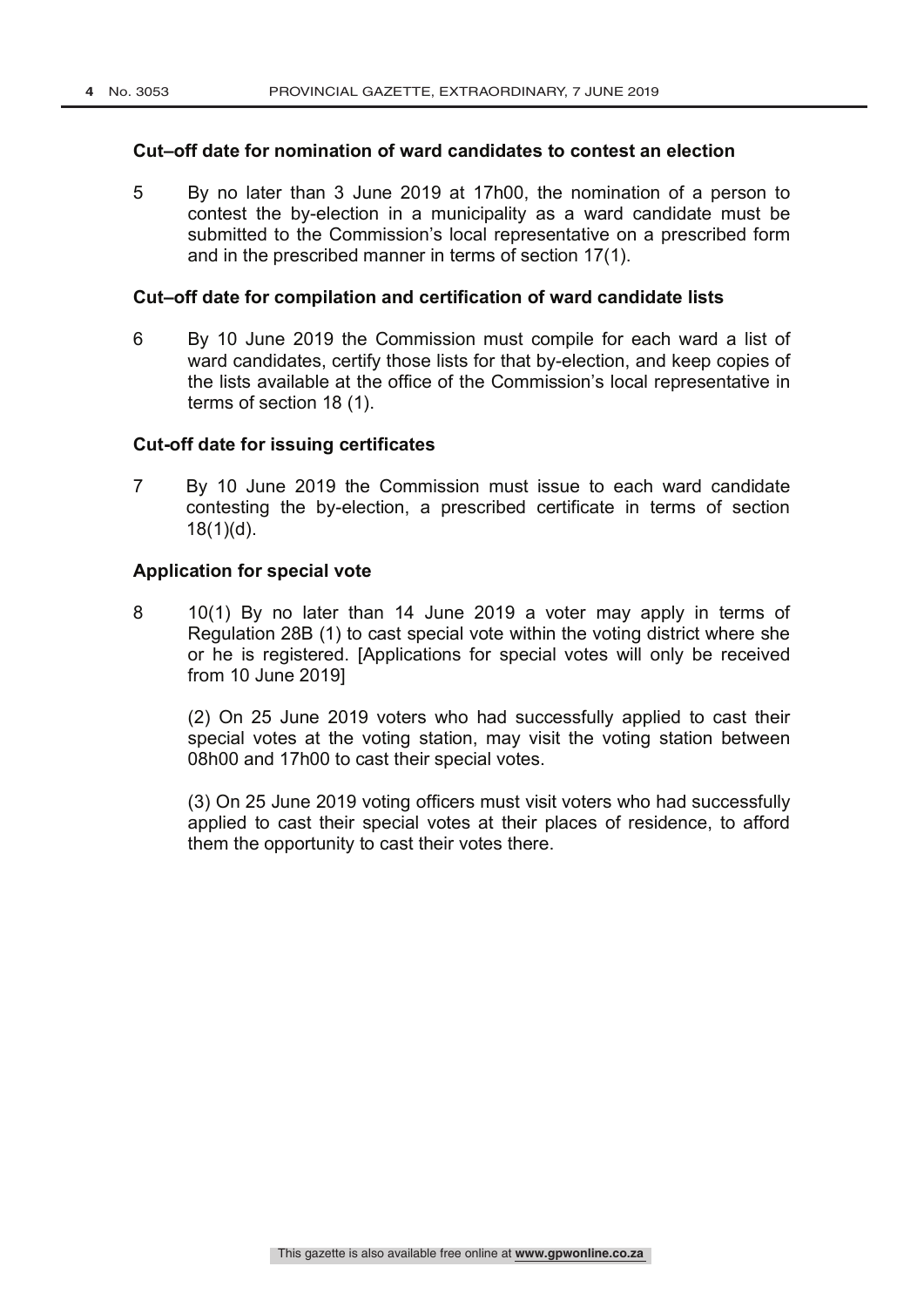**Cut–off date for nomination of ward candidates to contest an election**

5 By no later than 3 June 2019 at 17h00, the nomination of a person to contest the by-election in a municipality as a ward candidate must be submitted to the Commission's local representative on a prescribed form and in the prescribed manner in terms of section 17(1).

**Cut–off date for compilation and certification of ward candidate lists**

6 By 10 June 2019 the Commission must compile for each ward a list of ward candidates, certify those lists for that by-election, and keep copies of the lists available at the office of the Commission's local representative in terms of section 18 (1).

**Cut-off date for issuing certificates**

7 By 10 June 2019 the Commission must issue to each ward candidate contesting the by-election, a prescribed certificate in terms of section 18(1)(d).

**Application for special vote**

8 10(1) By no later than 14 June 2019 a voter may apply in terms of Regulation 28B (1) to cast special vote within the voting district where she or he is registered. [Applications for special votes will only be received from 10 June 2019]

(2) On 25 June 2019 voters who had successfully applied to cast their special votes at the voting station, may visit the voting station between 08h00 and 17h00 to cast their special votes.

(3) On 25 June 2019 voting officers must visit voters who had successfully applied to cast their special votes at their places of residence, to afford them the opportunity to cast their votes there.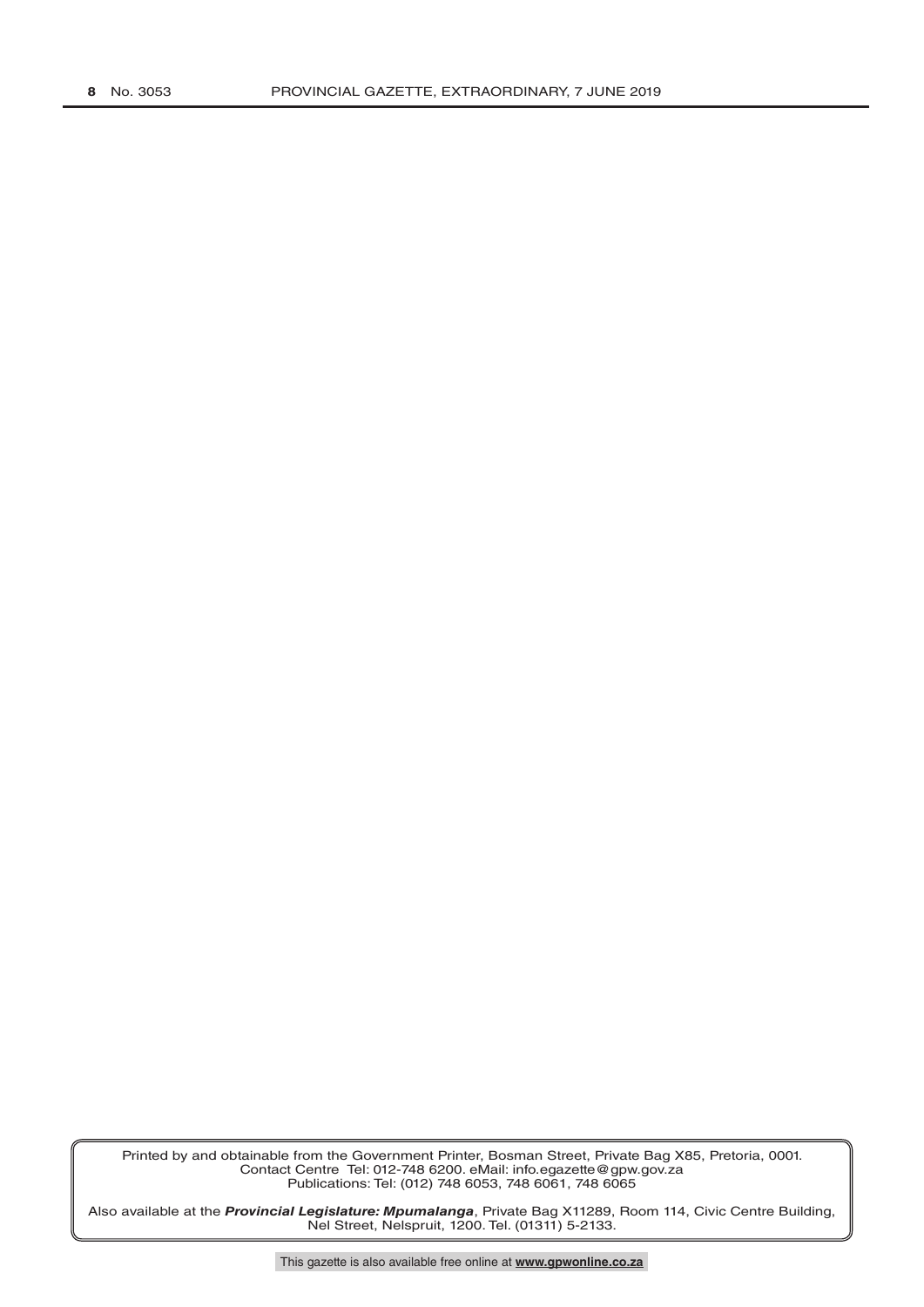Printed by and obtainable from the Government Printer, Bosman Street, Private Bag X85, Pretoria, 0001.
Contact Centre Tel: 012-748 6200. eMail: info.egazette@gpw.gov.za
Publications: Tel: (012) 748 6053, 748 6061, 748 6065

Also available at the ***Provincial Legislature: Mpumalanga***, Private Bag X11289, Room 114, Civic Centre Building, Nel Street, Nelspruit, 1200. Tel. (01311) 5-2133.

This gazette is also available free online at **www.gpwonline.co.za**